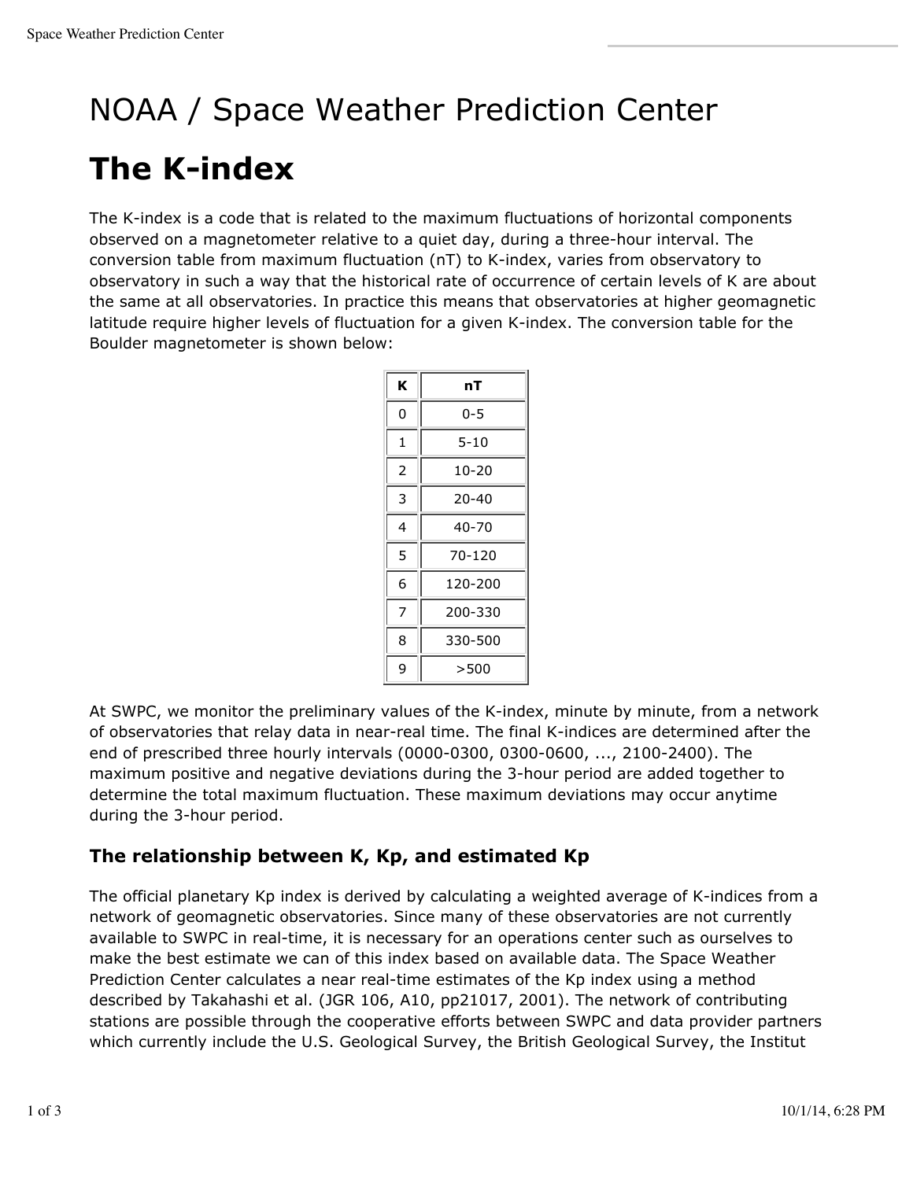# NOAA / Space Weather Prediction Center

# The K-index

The K-index is a code that is related to the maximum fluctuations of horizontal components observed on a magnetometer relative to a quiet day, during a three-hour interval. The conversion table from maximum fluctuation (nT) to K-index, varies from observatory to observatory in such a way that the historical rate of occurrence of certain levels of K are about the same at all observatories. In practice this means that observatories at higher geomagnetic latitude require higher levels of fluctuation for a given K-index. The conversion table for the Boulder magnetometer is shown below:

| K | nT |
|---|---|
| 0 | 0-5 |
| 1 | 5-10 |
| 2 | 10-20 |
| 3 | 20-40 |
| 4 | 40-70 |
| 5 | 70-120 |
| 6 | 120-200 |
| 7 | 200-330 |
| 8 | 330-500 |
| 9 | >500 |

At SWPC, we monitor the preliminary values of the K-index, minute by minute, from a network of observatories that relay data in near-real time. The final K-indices are determined after the end of prescribed three hourly intervals (0000-0300, 0300-0600, ..., 2100-2400). The maximum positive and negative deviations during the 3-hour period are added together to determine the total maximum fluctuation. These maximum deviations may occur anytime during the 3-hour period.

### The relationship between K, Kp, and estimated Kp

The official planetary Kp index is derived by calculating a weighted average of K-indices from a network of geomagnetic observatories. Since many of these observatories are not currently available to SWPC in real-time, it is necessary for an operations center such as ourselves to make the best estimate we can of this index based on available data. The Space Weather Prediction Center calculates a near real-time estimates of the Kp index using a method described by Takahashi et al. (JGR 106, A10, pp21017, 2001). The network of contributing stations are possible through the cooperative efforts between SWPC and data provider partners which currently include the U.S. Geological Survey, the British Geological Survey, the Institut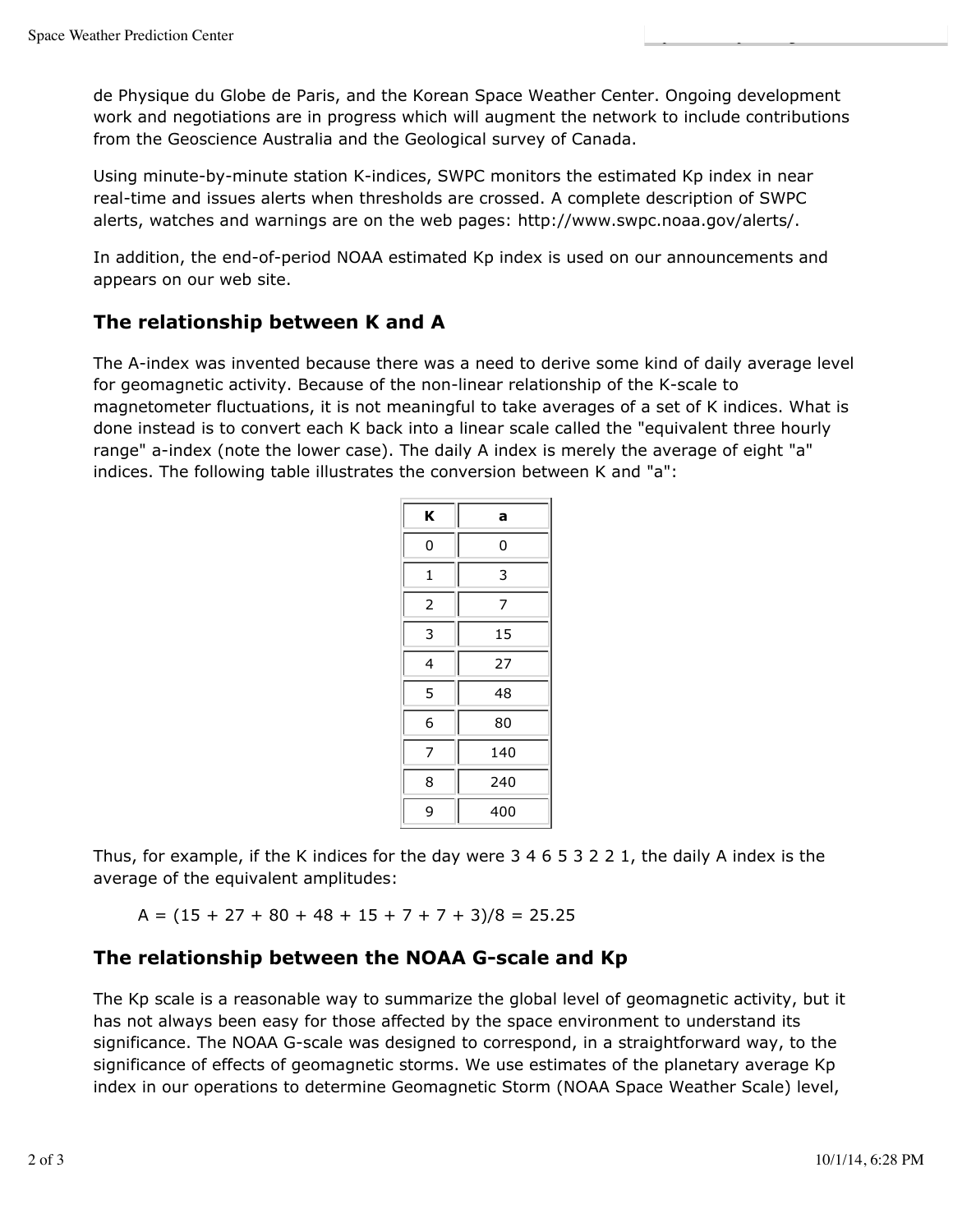de Physique du Globe de Paris, and the Korean Space Weather Center. Ongoing development work and negotiations are in progress which will augment the network to include contributions from the Geoscience Australia and the Geological survey of Canada.

Using minute-by-minute station K-indices, SWPC monitors the estimated Kp index in near real-time and issues alerts when thresholds are crossed. A complete description of SWPC alerts, watches and warnings are on the web pages: http://www.swpc.noaa.gov/alerts/.

In addition, the end-of-period NOAA estimated Kp index is used on our announcements and appears on our web site.

## The relationship between K and A

The A-index was invented because there was a need to derive some kind of daily average level for geomagnetic activity. Because of the non-linear relationship of the K-scale to magnetometer fluctuations, it is not meaningful to take averages of a set of K indices. What is done instead is to convert each K back into a linear scale called the "equivalent three hourly range" a-index (note the lower case). The daily A index is merely the average of eight "a" indices. The following table illustrates the conversion between K and "a":

| K | a |
|---|---|
| 0 | 0 |
| 1 | 3 |
| 2 | 7 |
| 3 | 15 |
| 4 | 27 |
| 5 | 48 |
| 6 | 80 |
| 7 | 140 |
| 8 | 240 |
| 9 | 400 |

Thus, for example, if the K indices for the day were 3 4 6 5 3 2 2 1, the daily A index is the average of the equivalent amplitudes:

$$A = (15 + 27 + 80 + 48 + 15 + 7 + 7 + 3)/8 = 25.25$$

## The relationship between the NOAA G-scale and Kp

The Kp scale is a reasonable way to summarize the global level of geomagnetic activity, but it has not always been easy for those affected by the space environment to understand its significance. The NOAA G-scale was designed to correspond, in a straightforward way, to the significance of effects of geomagnetic storms. We use estimates of the planetary average Kp index in our operations to determine Geomagnetic Storm (NOAA Space Weather Scale) level,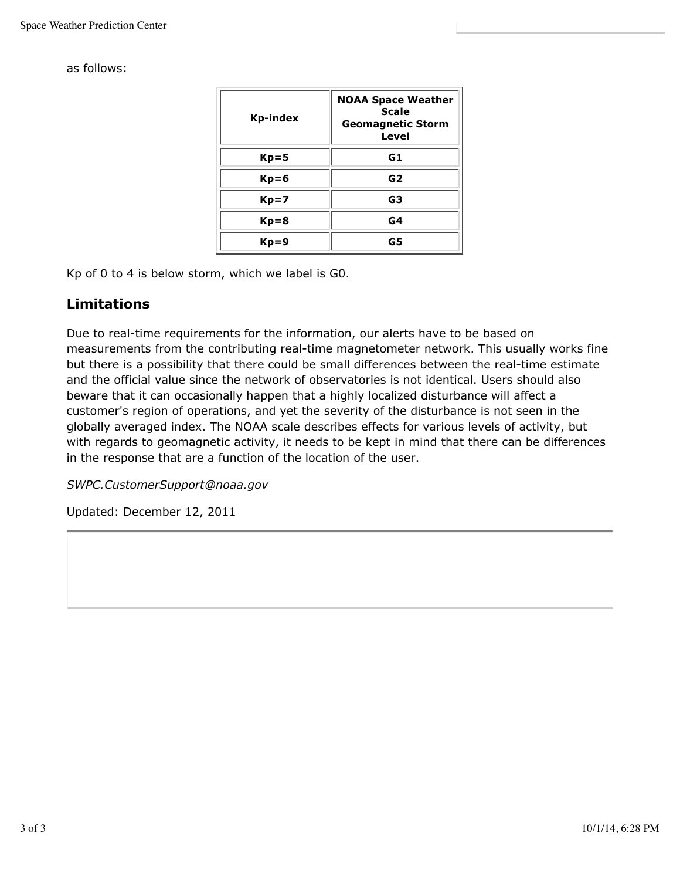as follows:

| **Kp-index** | **NOAA Space Weather Scale Geomagnetic Storm Level** |
|---|---|
| **Kp=5** | **G1** |
| **Kp=6** | **G2** |
| **Kp=7** | **G3** |
| **Kp=8** | **G4** |
| **Kp=9** | **G5** |

Kp of 0 to 4 is below storm, which we label is G0.

## Limitations

Due to real-time requirements for the information, our alerts have to be based on measurements from the contributing real-time magnetometer network. This usually works fine but there is a possibility that there could be small differences between the real-time estimate and the official value since the network of observatories is not identical. Users should also beware that it can occasionally happen that a highly localized disturbance will affect a customer's region of operations, and yet the severity of the disturbance is not seen in the globally averaged index. The NOAA scale describes effects for various levels of activity, but with regards to geomagnetic activity, it needs to be kept in mind that there can be differences in the response that are a function of the location of the user.

*SWPC.CustomerSupport@noaa.gov*

Updated: December 12, 2011